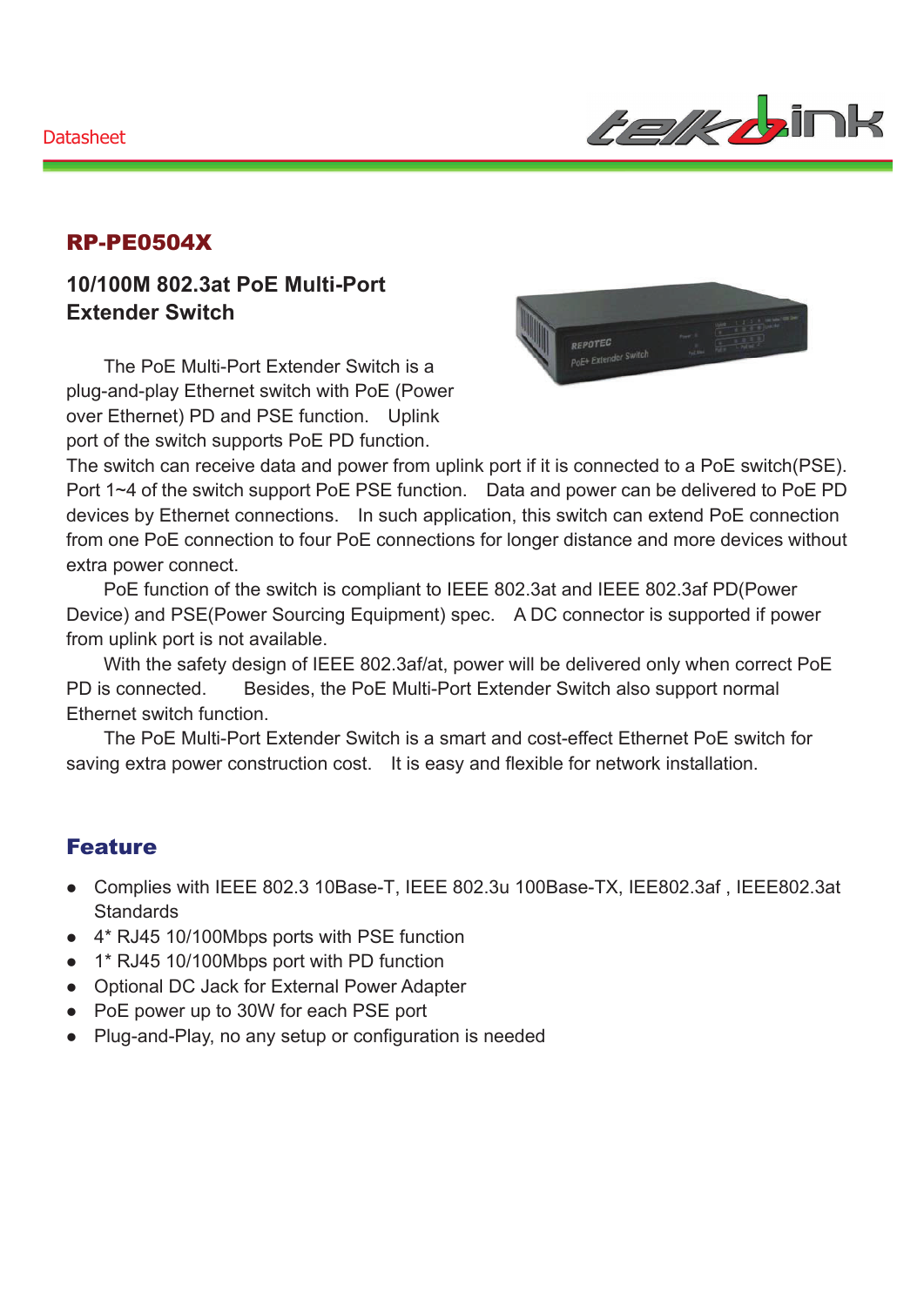# RP-PE0504X

## 10/100M 802.3at PoE Multi-Port Extender Switch

The PoE Multi-Port Extender Switch is a plug-and-play Ethernet switch with PoE (Power over Ethernet) PD and PSE function. Uplink port of the switch supports PoE PD function. The switch can receive data and power from uplink port if it is connected to a PoE switch(PSE). Port 1~4 of the switch support PoE PSE function. Data and power can be delivered to PoE PD devices by Ethernet connections. In such application, this switch can extend PoE connection from one PoE connection to four PoE connections for longer distance and more devices without extra power connect.

PoE function of the switch is compliant to IEEE 802.3at and IEEE 802.3af PD(Power Device) and PSE(Power Sourcing Equipment) spec. A DC connector is supported if power from uplink port is not available.

With the safety design of IEEE 802.3af/at, power will be delivered only when correct PoE PD is connected. Besides, the PoE Multi-Port Extender Switch also support normal Ethernet switch function.

The PoE Multi-Port Extender Switch is a smart and cost-effect Ethernet PoE switch for saving extra power construction cost. It is easy and flexible for network installation.

## Feature

- Complies with IEEE 802.3 10Base-T, IEEE 802.3u 100Base-TX, IEE802.3af , IEEE802.3at Standards
- 4* RJ45 10/100Mbps ports with PSE function
- 1* RJ45 10/100Mbps port with PD function
- Optional DC Jack for External Power Adapter
- PoE power up to 30W for each PSE port
- Plug-and-Play, no any setup or configuration is needed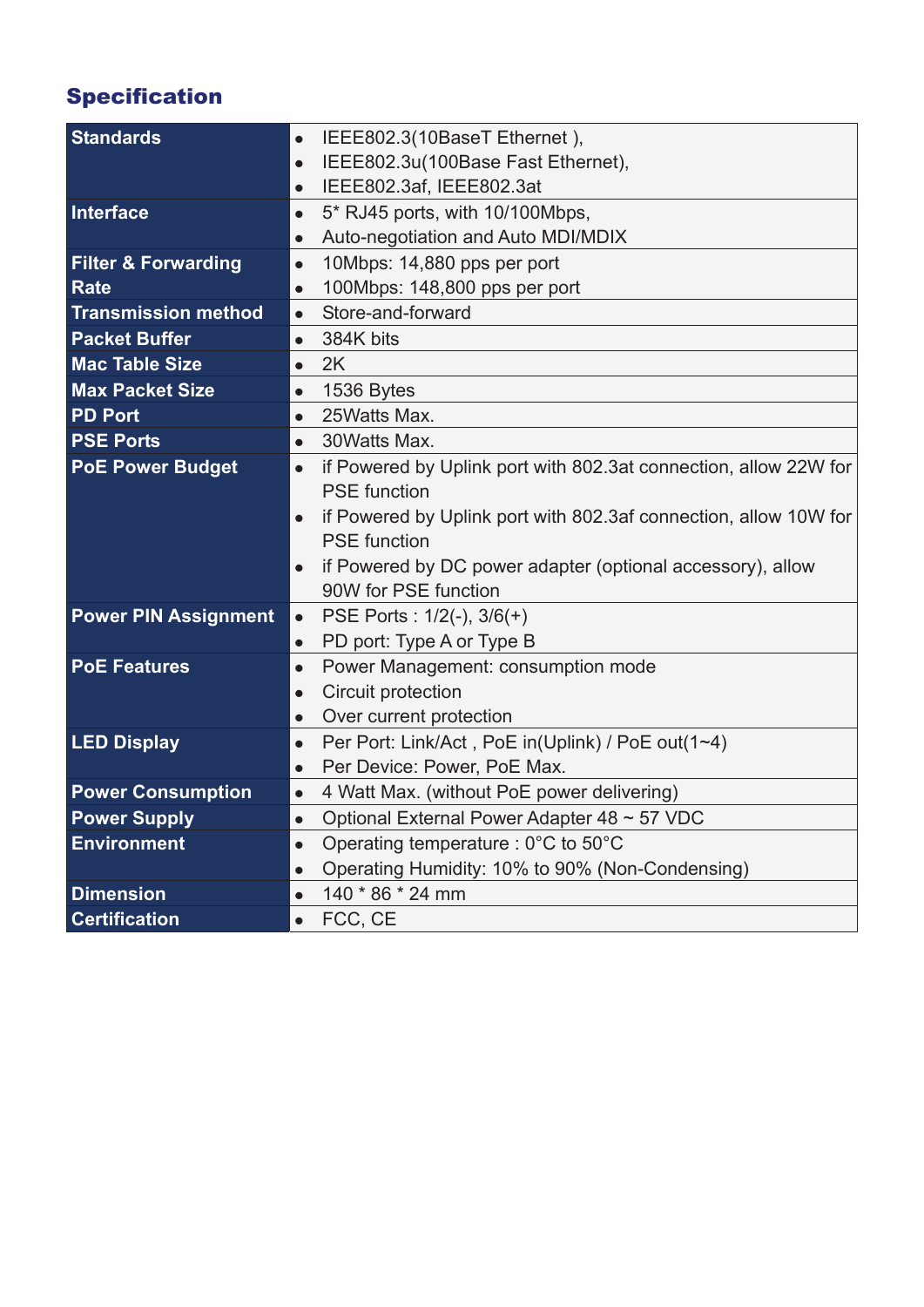## Specification

| | |
|---|---|
| **Standards** | • IEEE802.3(10BaseT Ethernet ),<br>• IEEE802.3u(100Base Fast Ethernet),<br>• IEEE802.3af, IEEE802.3at |
| **Interface** | • 5* RJ45 ports, with 10/100Mbps,<br>• Auto-negotiation and Auto MDI/MDIX |
| **Filter & Forwarding Rate** | • 10Mbps: 14,880 pps per port<br>• 100Mbps: 148,800 pps per port |
| **Transmission method** | • Store-and-forward |
| **Packet Buffer** | • 384K bits |
| **Mac Table Size** | • 2K |
| **Max Packet Size** | • 1536 Bytes |
| **PD Port** | • 25Watts Max. |
| **PSE Ports** | • 30Watts Max. |
| **PoE Power Budget** | • if Powered by Uplink port with 802.3at connection, allow 22W for PSE function<br>• if Powered by Uplink port with 802.3af connection, allow 10W for PSE function<br>• if Powered by DC power adapter (optional accessory), allow 90W for PSE function |
| **Power PIN Assignment** | • PSE Ports : 1/2(-), 3/6(+)<br>• PD port: Type A or Type B |
| **PoE Features** | • Power Management: consumption mode<br>• Circuit protection<br>• Over current protection |
| **LED Display** | • Per Port: Link/Act , PoE in(Uplink) / PoE out(1~4)<br>• Per Device: Power, PoE Max. |
| **Power Consumption** | • 4 Watt Max. (without PoE power delivering) |
| **Power Supply** | • Optional External Power Adapter 48 ~ 57 VDC |
| **Environment** | • Operating temperature : 0°C to 50°C<br>• Operating Humidity: 10% to 90% (Non-Condensing) |
| **Dimension** | • 140 * 86 * 24 mm |
| **Certification** | • FCC, CE |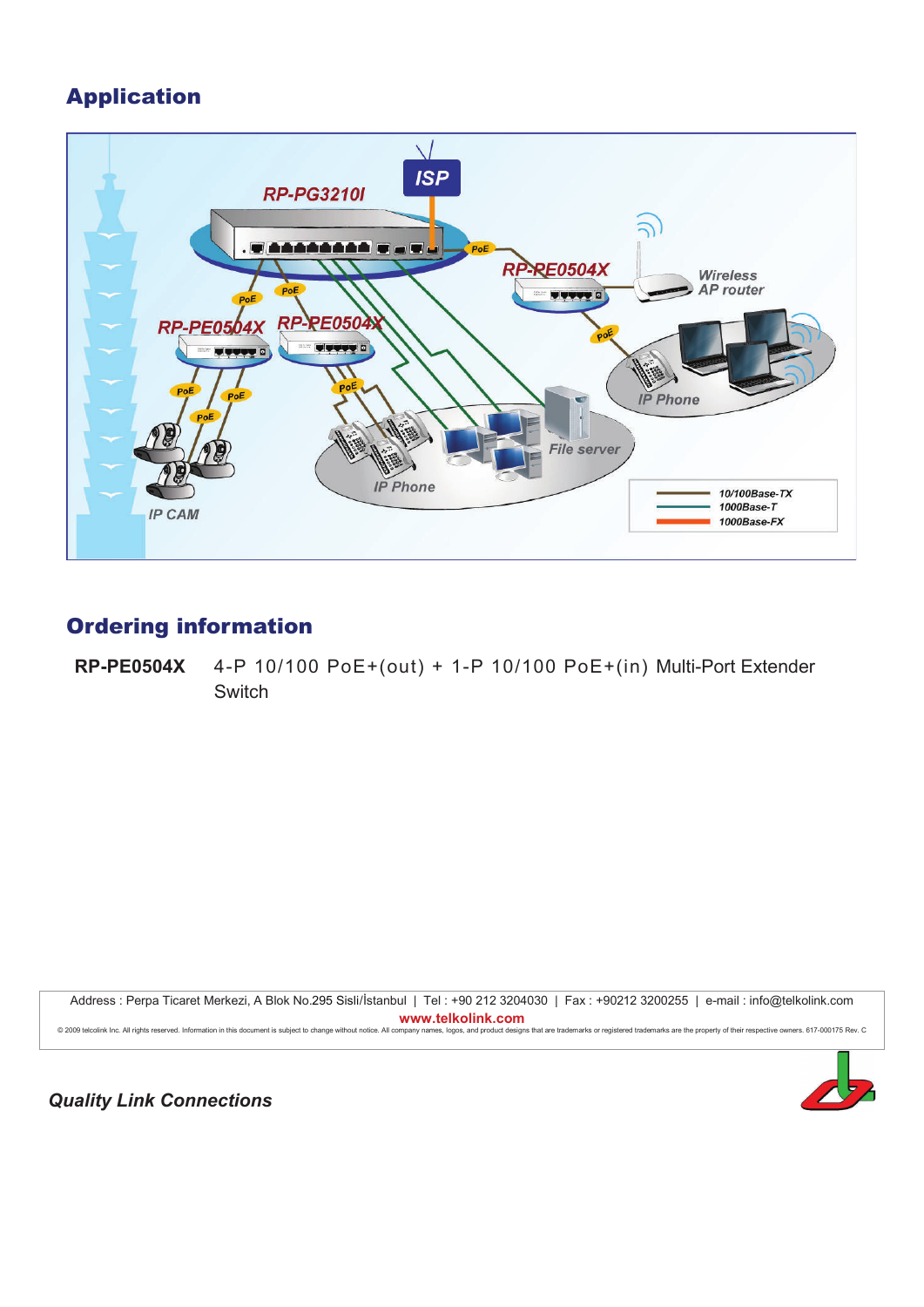## Application

RP-PG3210I

ISP

PoE

RP-PE0504X

Wireless AP router

RP-PE0504X

RP-PE0504X

IP Phone

File server

IP Phone

IP CAM

10/100Base-TX
1000Base-T
1000Base-FX

## Ordering information

**RP-PE0504X** 4-P 10/100 PoE+(out) + 1-P 10/100 PoE+(in) Multi-Port Extender Switch

Address : Perpa Ticaret Merkezi, A Blok No.295 Sisli/İstanbul | Tel : +90 212 3204030 | Fax : +90212 3200255 | e-mail : info@telkolink.com

www.telkolink.com

© 2009 telcolink Inc. All rights reserved. Information in this document is subject to change without notice. All company names, logos, and product designs that are trademarks or registered trademarks are the property of their respective owners. 617-000175 Rev. C

*Quality Link Connections*